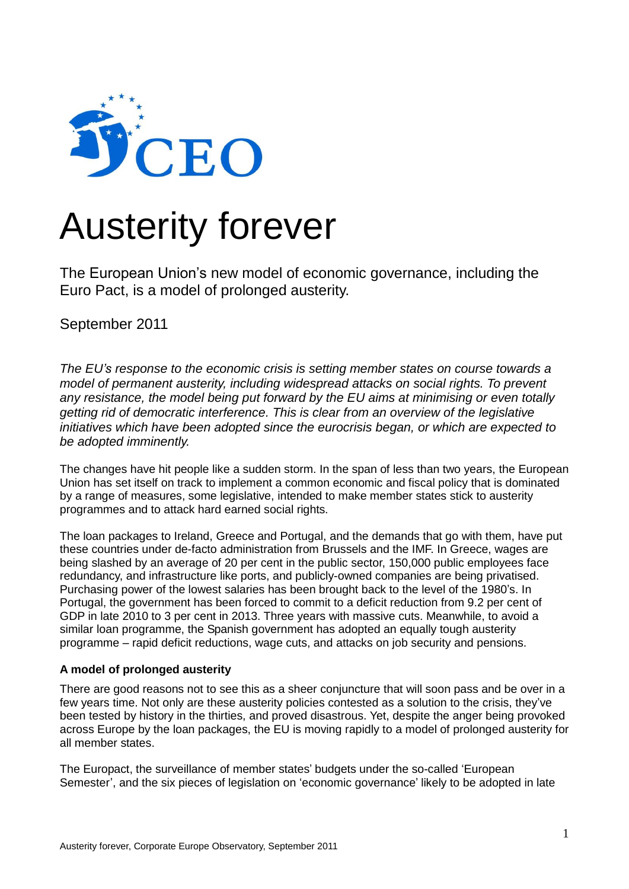# Austerity forever

The European Union's new model of economic governance, including the Euro Pact, is a model of prolonged austerity.

September 2011

*The EU's response to the economic crisis is setting member states on course towards a model of permanent austerity, including widespread attacks on social rights. To prevent any resistance, the model being put forward by the EU aims at minimising or even totally getting rid of democratic interference. This is clear from an overview of the legislative initiatives which have been adopted since the eurocrisis began, or which are expected to be adopted imminently.*

The changes have hit people like a sudden storm. In the span of less than two years, the European Union has set itself on track to implement a common economic and fiscal policy that is dominated by a range of measures, some legislative, intended to make member states stick to austerity programmes and to attack hard earned social rights.

The loan packages to Ireland, Greece and Portugal, and the demands that go with them, have put these countries under de-facto administration from Brussels and the IMF. In Greece, wages are being slashed by an average of 20 per cent in the public sector, 150,000 public employees face redundancy, and infrastructure like ports, and publicly-owned companies are being privatised. Purchasing power of the lowest salaries has been brought back to the level of the 1980's. In Portugal, the government has been forced to commit to a deficit reduction from 9.2 per cent of GDP in late 2010 to 3 per cent in 2013. Three years with massive cuts. Meanwhile, to avoid a similar loan programme, the Spanish government has adopted an equally tough austerity programme – rapid deficit reductions, wage cuts, and attacks on job security and pensions.

**A model of prolonged austerity**

There are good reasons not to see this as a sheer conjuncture that will soon pass and be over in a few years time. Not only are these austerity policies contested as a solution to the crisis, they've been tested by history in the thirties, and proved disastrous. Yet, despite the anger being provoked across Europe by the loan packages, the EU is moving rapidly to a model of prolonged austerity for all member states.

The Europact, the surveillance of member states' budgets under the so-called 'European Semester', and the six pieces of legislation on 'economic governance' likely to be adopted in late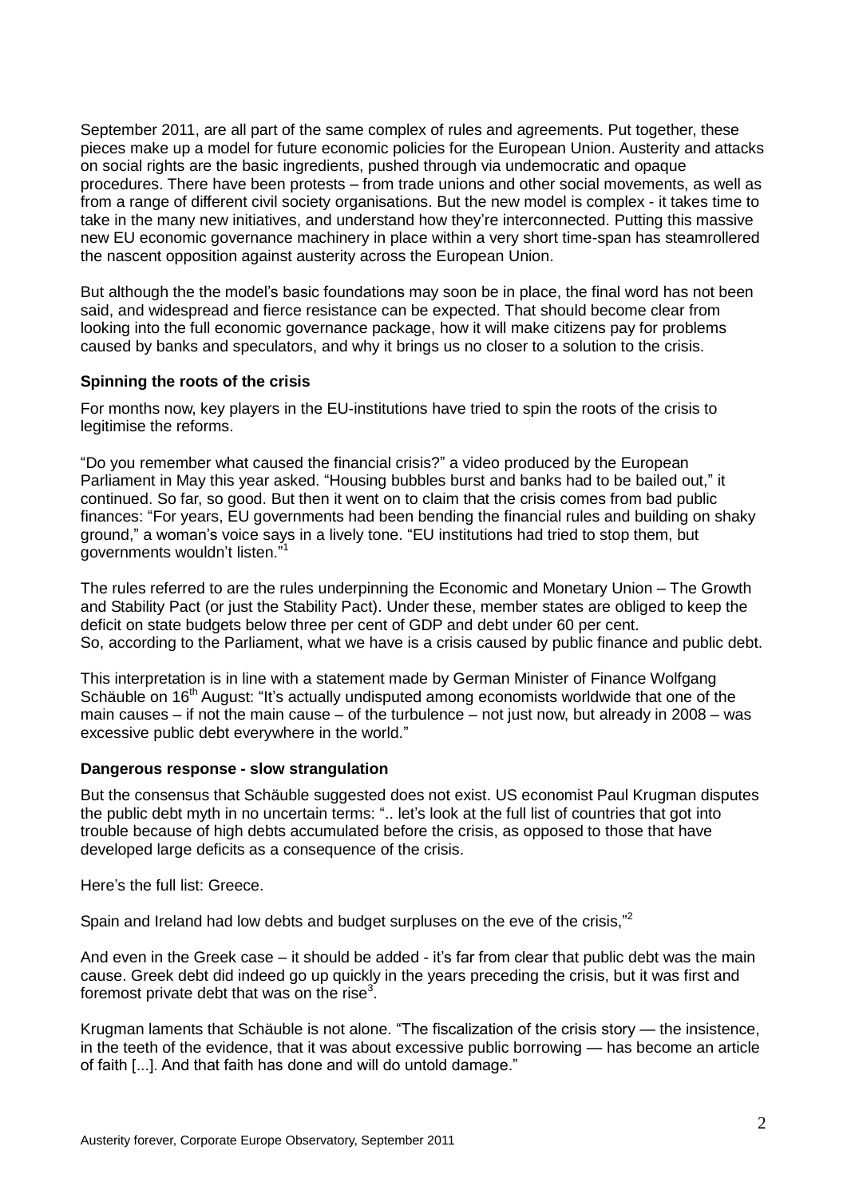September 2011, are all part of the same complex of rules and agreements. Put together, these pieces make up a model for future economic policies for the European Union. Austerity and attacks on social rights are the basic ingredients, pushed through via undemocratic and opaque procedures. There have been protests – from trade unions and other social movements, as well as from a range of different civil society organisations. But the new model is complex - it takes time to take in the many new initiatives, and understand how they're interconnected. Putting this massive new EU economic governance machinery in place within a very short time-span has steamrollered the nascent opposition against austerity across the European Union.

But although the the model's basic foundations may soon be in place, the final word has not been said, and widespread and fierce resistance can be expected. That should become clear from looking into the full economic governance package, how it will make citizens pay for problems caused by banks and speculators, and why it brings us no closer to a solution to the crisis.

**Spinning the roots of the crisis**

For months now, key players in the EU-institutions have tried to spin the roots of the crisis to legitimise the reforms.

"Do you remember what caused the financial crisis?" a video produced by the European Parliament in May this year asked. "Housing bubbles burst and banks had to be bailed out," it continued. So far, so good. But then it went on to claim that the crisis comes from bad public finances: "For years, EU governments had been bending the financial rules and building on shaky ground," a woman's voice says in a lively tone. "EU institutions had tried to stop them, but governments wouldn't listen."[1]

The rules referred to are the rules underpinning the Economic and Monetary Union – The Growth and Stability Pact (or just the Stability Pact). Under these, member states are obliged to keep the deficit on state budgets below three per cent of GDP and debt under 60 per cent.
So, according to the Parliament, what we have is a crisis caused by public finance and public debt.

This interpretation is in line with a statement made by German Minister of Finance Wolfgang Schäuble on 16th August: "It's actually undisputed among economists worldwide that one of the main causes – if not the main cause – of the turbulence – not just now, but already in 2008 – was excessive public debt everywhere in the world."

**Dangerous response - slow strangulation**

But the consensus that Schäuble suggested does not exist. US economist Paul Krugman disputes the public debt myth in no uncertain terms: ".. let's look at the full list of countries that got into trouble because of high debts accumulated before the crisis, as opposed to those that have developed large deficits as a consequence of the crisis.

Here's the full list: Greece.

Spain and Ireland had low debts and budget surpluses on the eve of the crisis,"[2]

And even in the Greek case – it should be added - it's far from clear that public debt was the main cause. Greek debt did indeed go up quickly in the years preceding the crisis, but it was first and foremost private debt that was on the rise[3].

Krugman laments that Schäuble is not alone. "The fiscalization of the crisis story — the insistence, in the teeth of the evidence, that it was about excessive public borrowing — has become an article of faith [...]. And that faith has done and will do untold damage."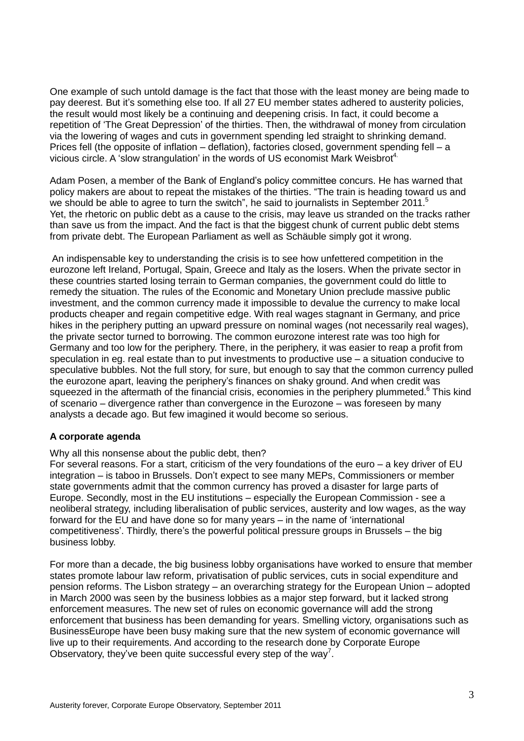One example of such untold damage is the fact that those with the least money are being made to pay deerest. But it's something else too. If all 27 EU member states adhered to austerity policies, the result would most likely be a continuing and deepening crisis. In fact, it could become a repetition of 'The Great Depression' of the thirties. Then, the withdrawal of money from circulation via the lowering of wages and cuts in government spending led straight to shrinking demand. Prices fell (the opposite of inflation – deflation), factories closed, government spending fell – a vicious circle. A 'slow strangulation' in the words of US economist Mark Weisbrot[4].

Adam Posen, a member of the Bank of England's policy committee concurs. He has warned that policy makers are about to repeat the mistakes of the thirties. "The train is heading toward us and we should be able to agree to turn the switch", he said to journalists in September 2011.[5] Yet, the rhetoric on public debt as a cause to the crisis, may leave us stranded on the tracks rather than save us from the impact. And the fact is that the biggest chunk of current public debt stems from private debt. The European Parliament as well as Schäuble simply got it wrong.

An indispensable key to understanding the crisis is to see how unfettered competition in the eurozone left Ireland, Portugal, Spain, Greece and Italy as the losers. When the private sector in these countries started losing terrain to German companies, the government could do little to remedy the situation. The rules of the Economic and Monetary Union preclude massive public investment, and the common currency made it impossible to devalue the currency to make local products cheaper and regain competitive edge. With real wages stagnant in Germany, and price hikes in the periphery putting an upward pressure on nominal wages (not necessarily real wages), the private sector turned to borrowing. The common eurozone interest rate was too high for Germany and too low for the periphery. There, in the periphery, it was easier to reap a profit from speculation in eg. real estate than to put investments to productive use – a situation conducive to speculative bubbles. Not the full story, for sure, but enough to say that the common currency pulled the eurozone apart, leaving the periphery's finances on shaky ground. And when credit was squeezed in the aftermath of the financial crisis, economies in the periphery plummeted.[6] This kind of scenario – divergence rather than convergence in the Eurozone – was foreseen by many analysts a decade ago. But few imagined it would become so serious.

**A corporate agenda**

Why all this nonsense about the public debt, then?
For several reasons. For a start, criticism of the very foundations of the euro – a key driver of EU integration – is taboo in Brussels. Don't expect to see many MEPs, Commissioners or member state governments admit that the common currency has proved a disaster for large parts of Europe. Secondly, most in the EU institutions – especially the European Commission - see a neoliberal strategy, including liberalisation of public services, austerity and low wages, as the way forward for the EU and have done so for many years – in the name of 'international competitiveness'. Thirdly, there's the powerful political pressure groups in Brussels – the big business lobby.

For more than a decade, the big business lobby organisations have worked to ensure that member states promote labour law reform, privatisation of public services, cuts in social expenditure and pension reforms. The Lisbon strategy – an overarching strategy for the European Union – adopted in March 2000 was seen by the business lobbies as a major step forward, but it lacked strong enforcement measures. The new set of rules on economic governance will add the strong enforcement that business has been demanding for years. Smelling victory, organisations such as BusinessEurope have been busy making sure that the new system of economic governance will live up to their requirements. And according to the research done by Corporate Europe Observatory, they've been quite successful every step of the way[7].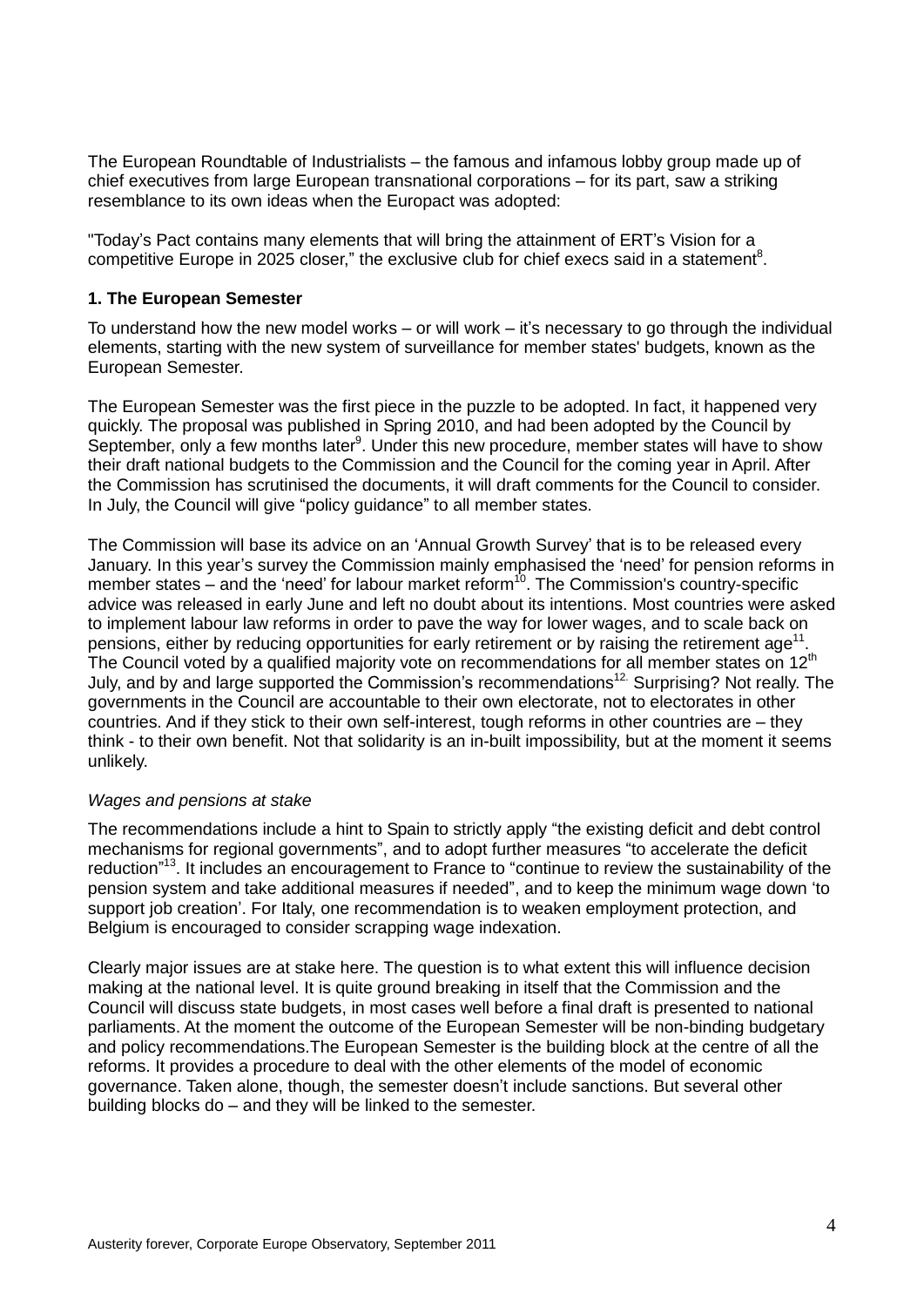The European Roundtable of Industrialists – the famous and infamous lobby group made up of chief executives from large European transnational corporations – for its part, saw a striking resemblance to its own ideas when the Europact was adopted:

"Today's Pact contains many elements that will bring the attainment of ERT's Vision for a competitive Europe in 2025 closer," the exclusive club for chief execs said in a statement[8].

**1. The European Semester**

To understand how the new model works – or will work – it's necessary to go through the individual elements, starting with the new system of surveillance for member states' budgets, known as the European Semester.

The European Semester was the first piece in the puzzle to be adopted. In fact, it happened very quickly. The proposal was published in Spring 2010, and had been adopted by the Council by September, only a few months later[9]. Under this new procedure, member states will have to show their draft national budgets to the Commission and the Council for the coming year in April. After the Commission has scrutinised the documents, it will draft comments for the Council to consider. In July, the Council will give "policy guidance" to all member states.

The Commission will base its advice on an 'Annual Growth Survey' that is to be released every January. In this year's survey the Commission mainly emphasised the 'need' for pension reforms in member states – and the 'need' for labour market reform[10]. The Commission's country-specific advice was released in early June and left no doubt about its intentions. Most countries were asked to implement labour law reforms in order to pave the way for lower wages, and to scale back on pensions, either by reducing opportunities for early retirement or by raising the retirement age[11]. The Council voted by a qualified majority vote on recommendations for all member states on 12th July, and by and large supported the Commission's recommendations[12]. Surprising? Not really. The governments in the Council are accountable to their own electorate, not to electorates in other countries. And if they stick to their own self-interest, tough reforms in other countries are – they think - to their own benefit. Not that solidarity is an in-built impossibility, but at the moment it seems unlikely.

*Wages and pensions at stake*

The recommendations include a hint to Spain to strictly apply "the existing deficit and debt control mechanisms for regional governments", and to adopt further measures "to accelerate the deficit reduction"[13]. It includes an encouragement to France to "continue to review the sustainability of the pension system and take additional measures if needed", and to keep the minimum wage down 'to support job creation'. For Italy, one recommendation is to weaken employment protection, and Belgium is encouraged to consider scrapping wage indexation.

Clearly major issues are at stake here. The question is to what extent this will influence decision making at the national level. It is quite ground breaking in itself that the Commission and the Council will discuss state budgets, in most cases well before a final draft is presented to national parliaments. At the moment the outcome of the European Semester will be non-binding budgetary and policy recommendations.The European Semester is the building block at the centre of all the reforms. It provides a procedure to deal with the other elements of the model of economic governance. Taken alone, though, the semester doesn't include sanctions. But several other building blocks do – and they will be linked to the semester.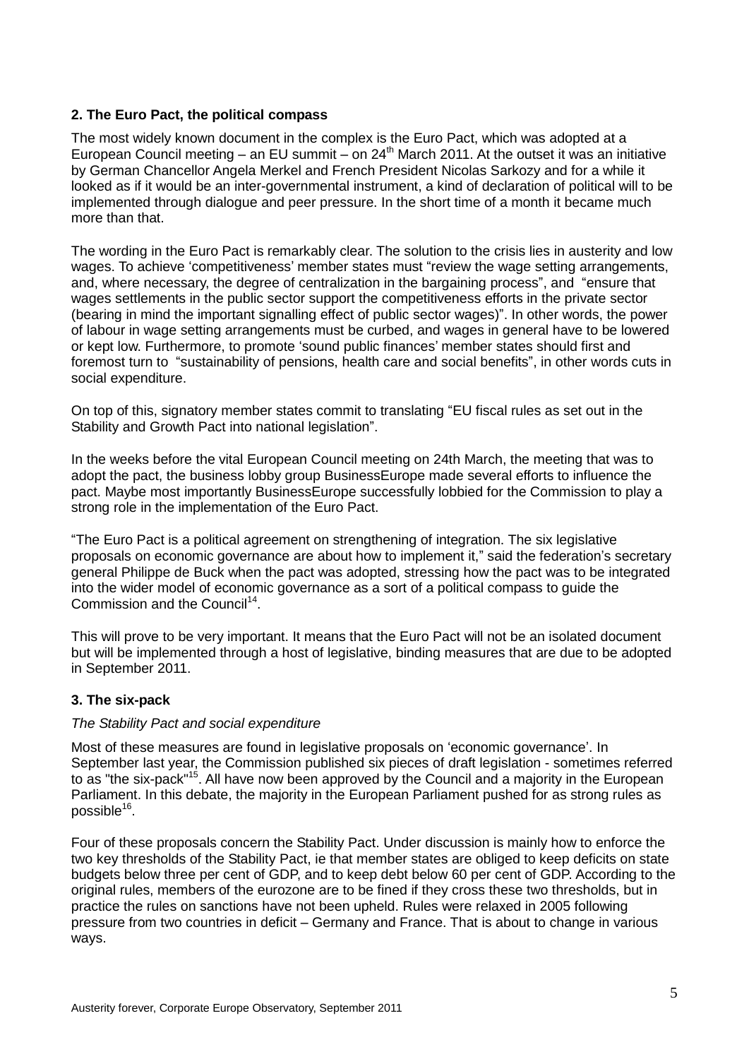## 2. The Euro Pact, the political compass

The most widely known document in the complex is the Euro Pact, which was adopted at a European Council meeting – an EU summit – on 24th March 2011. At the outset it was an initiative by German Chancellor Angela Merkel and French President Nicolas Sarkozy and for a while it looked as if it would be an inter-governmental instrument, a kind of declaration of political will to be implemented through dialogue and peer pressure. In the short time of a month it became much more than that.

The wording in the Euro Pact is remarkably clear. The solution to the crisis lies in austerity and low wages. To achieve 'competitiveness' member states must "review the wage setting arrangements, and, where necessary, the degree of centralization in the bargaining process", and "ensure that wages settlements in the public sector support the competitiveness efforts in the private sector (bearing in mind the important signalling effect of public sector wages)". In other words, the power of labour in wage setting arrangements must be curbed, and wages in general have to be lowered or kept low. Furthermore, to promote 'sound public finances' member states should first and foremost turn to "sustainability of pensions, health care and social benefits", in other words cuts in social expenditure.

On top of this, signatory member states commit to translating "EU fiscal rules as set out in the Stability and Growth Pact into national legislation".

In the weeks before the vital European Council meeting on 24th March, the meeting that was to adopt the pact, the business lobby group BusinessEurope made several efforts to influence the pact. Maybe most importantly BusinessEurope successfully lobbied for the Commission to play a strong role in the implementation of the Euro Pact.

"The Euro Pact is a political agreement on strengthening of integration. The six legislative proposals on economic governance are about how to implement it," said the federation's secretary general Philippe de Buck when the pact was adopted, stressing how the pact was to be integrated into the wider model of economic governance as a sort of a political compass to guide the Commission and the Council[14].

This will prove to be very important. It means that the Euro Pact will not be an isolated document but will be implemented through a host of legislative, binding measures that are due to be adopted in September 2011.

## 3. The six-pack

*The Stability Pact and social expenditure*

Most of these measures are found in legislative proposals on 'economic governance'. In September last year, the Commission published six pieces of draft legislation - sometimes referred to as "the six-pack"[15]. All have now been approved by the Council and a majority in the European Parliament. In this debate, the majority in the European Parliament pushed for as strong rules as possible[16].

Four of these proposals concern the Stability Pact. Under discussion is mainly how to enforce the two key thresholds of the Stability Pact, ie that member states are obliged to keep deficits on state budgets below three per cent of GDP, and to keep debt below 60 per cent of GDP. According to the original rules, members of the eurozone are to be fined if they cross these two thresholds, but in practice the rules on sanctions have not been upheld. Rules were relaxed in 2005 following pressure from two countries in deficit – Germany and France. That is about to change in various ways.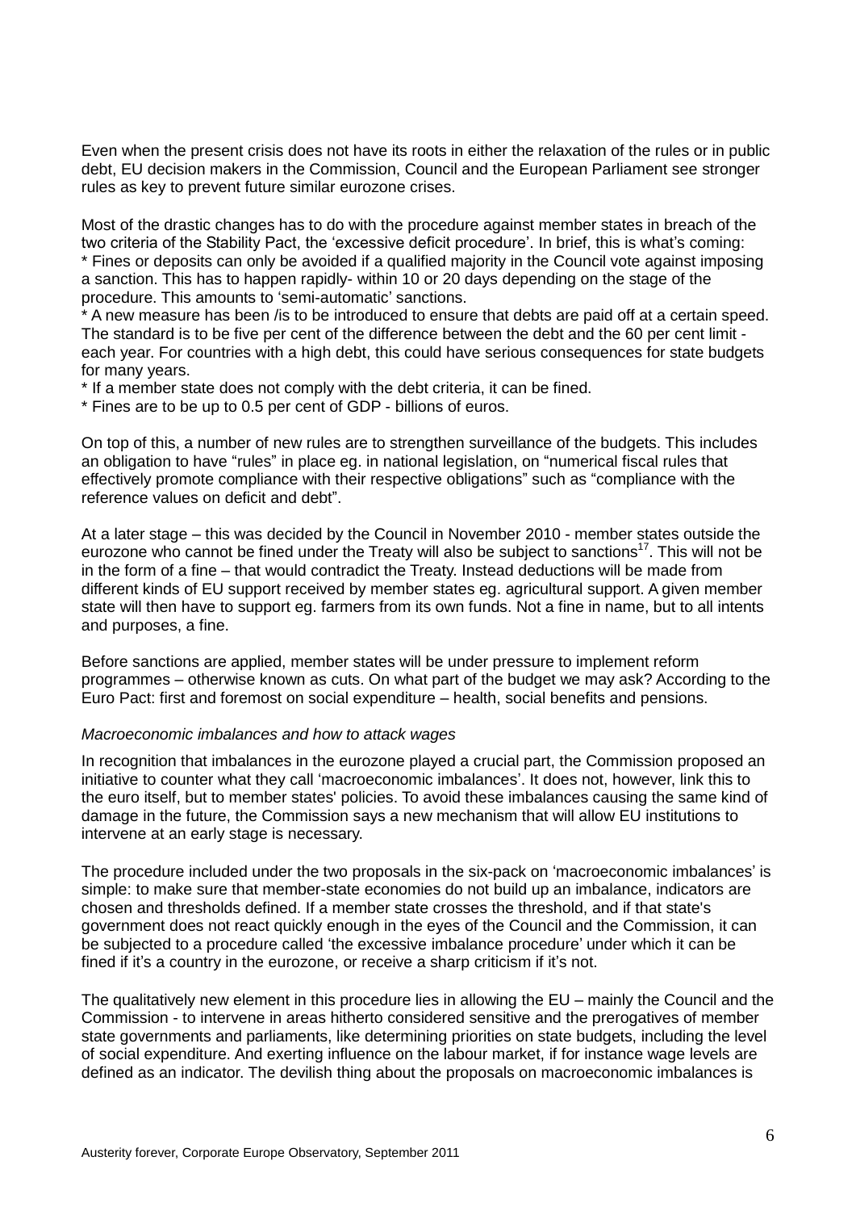Even when the present crisis does not have its roots in either the relaxation of the rules or in public debt, EU decision makers in the Commission, Council and the European Parliament see stronger rules as key to prevent future similar eurozone crises.

Most of the drastic changes has to do with the procedure against member states in breach of the two criteria of the Stability Pact, the 'excessive deficit procedure'. In brief, this is what's coming:

* Fines or deposits can only be avoided if a qualified majority in the Council vote against imposing a sanction. This has to happen rapidly- within 10 or 20 days depending on the stage of the procedure. This amounts to 'semi-automatic' sanctions.
* A new measure has been /is to be introduced to ensure that debts are paid off at a certain speed. The standard is to be five per cent of the difference between the debt and the 60 per cent limit - each year. For countries with a high debt, this could have serious consequences for state budgets for many years.
* If a member state does not comply with the debt criteria, it can be fined.
* Fines are to be up to 0.5 per cent of GDP - billions of euros.

On top of this, a number of new rules are to strengthen surveillance of the budgets. This includes an obligation to have "rules" in place eg. in national legislation, on "numerical fiscal rules that effectively promote compliance with their respective obligations" such as "compliance with the reference values on deficit and debt".

At a later stage – this was decided by the Council in November 2010 - member states outside the eurozone who cannot be fined under the Treaty will also be subject to sanctions[17]. This will not be in the form of a fine – that would contradict the Treaty. Instead deductions will be made from different kinds of EU support received by member states eg. agricultural support. A given member state will then have to support eg. farmers from its own funds. Not a fine in name, but to all intents and purposes, a fine.

Before sanctions are applied, member states will be under pressure to implement reform programmes – otherwise known as cuts. On what part of the budget we may ask? According to the Euro Pact: first and foremost on social expenditure – health, social benefits and pensions.

*Macroeconomic imbalances and how to attack wages*

In recognition that imbalances in the eurozone played a crucial part, the Commission proposed an initiative to counter what they call 'macroeconomic imbalances'. It does not, however, link this to the euro itself, but to member states' policies. To avoid these imbalances causing the same kind of damage in the future, the Commission says a new mechanism that will allow EU institutions to intervene at an early stage is necessary.

The procedure included under the two proposals in the six-pack on 'macroeconomic imbalances' is simple: to make sure that member-state economies do not build up an imbalance, indicators are chosen and thresholds defined. If a member state crosses the threshold, and if that state's government does not react quickly enough in the eyes of the Council and the Commission, it can be subjected to a procedure called 'the excessive imbalance procedure' under which it can be fined if it's a country in the eurozone, or receive a sharp criticism if it's not.

The qualitatively new element in this procedure lies in allowing the EU – mainly the Council and the Commission - to intervene in areas hitherto considered sensitive and the prerogatives of member state governments and parliaments, like determining priorities on state budgets, including the level of social expenditure. And exerting influence on the labour market, if for instance wage levels are defined as an indicator. The devilish thing about the proposals on macroeconomic imbalances is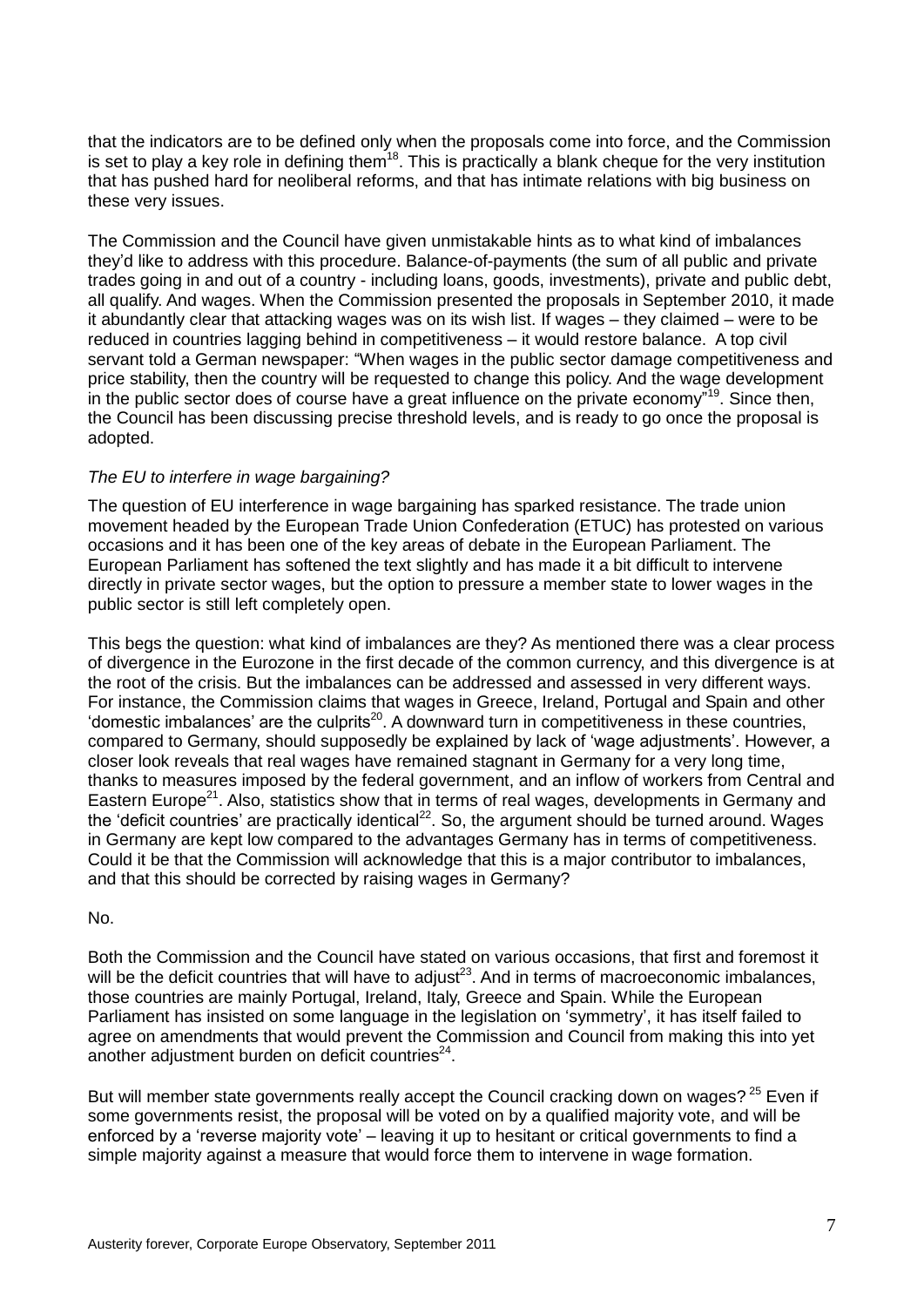that the indicators are to be defined only when the proposals come into force, and the Commission is set to play a key role in defining them[18]. This is practically a blank cheque for the very institution that has pushed hard for neoliberal reforms, and that has intimate relations with big business on these very issues.

The Commission and the Council have given unmistakable hints as to what kind of imbalances they'd like to address with this procedure. Balance-of-payments (the sum of all public and private trades going in and out of a country - including loans, goods, investments), private and public debt, all qualify. And wages. When the Commission presented the proposals in September 2010, it made it abundantly clear that attacking wages was on its wish list. If wages – they claimed – were to be reduced in countries lagging behind in competitiveness – it would restore balance. A top civil servant told a German newspaper: "When wages in the public sector damage competitiveness and price stability, then the country will be requested to change this policy. And the wage development in the public sector does of course have a great influence on the private economy"[19]. Since then, the Council has been discussing precise threshold levels, and is ready to go once the proposal is adopted.

*The EU to interfere in wage bargaining?*

The question of EU interference in wage bargaining has sparked resistance. The trade union movement headed by the European Trade Union Confederation (ETUC) has protested on various occasions and it has been one of the key areas of debate in the European Parliament. The European Parliament has softened the text slightly and has made it a bit difficult to intervene directly in private sector wages, but the option to pressure a member state to lower wages in the public sector is still left completely open.

This begs the question: what kind of imbalances are they? As mentioned there was a clear process of divergence in the Eurozone in the first decade of the common currency, and this divergence is at the root of the crisis. But the imbalances can be addressed and assessed in very different ways. For instance, the Commission claims that wages in Greece, Ireland, Portugal and Spain and other 'domestic imbalances' are the culprits[20]. A downward turn in competitiveness in these countries, compared to Germany, should supposedly be explained by lack of 'wage adjustments'. However, a closer look reveals that real wages have remained stagnant in Germany for a very long time, thanks to measures imposed by the federal government, and an inflow of workers from Central and Eastern Europe[21]. Also, statistics show that in terms of real wages, developments in Germany and the 'deficit countries' are practically identical[22]. So, the argument should be turned around. Wages in Germany are kept low compared to the advantages Germany has in terms of competitiveness. Could it be that the Commission will acknowledge that this is a major contributor to imbalances, and that this should be corrected by raising wages in Germany?

No.

Both the Commission and the Council have stated on various occasions, that first and foremost it will be the deficit countries that will have to adjust[23]. And in terms of macroeconomic imbalances, those countries are mainly Portugal, Ireland, Italy, Greece and Spain. While the European Parliament has insisted on some language in the legislation on 'symmetry', it has itself failed to agree on amendments that would prevent the Commission and Council from making this into yet another adjustment burden on deficit countries[24].

But will member state governments really accept the Council cracking down on wages? [25] Even if some governments resist, the proposal will be voted on by a qualified majority vote, and will be enforced by a 'reverse majority vote' – leaving it up to hesitant or critical governments to find a simple majority against a measure that would force them to intervene in wage formation.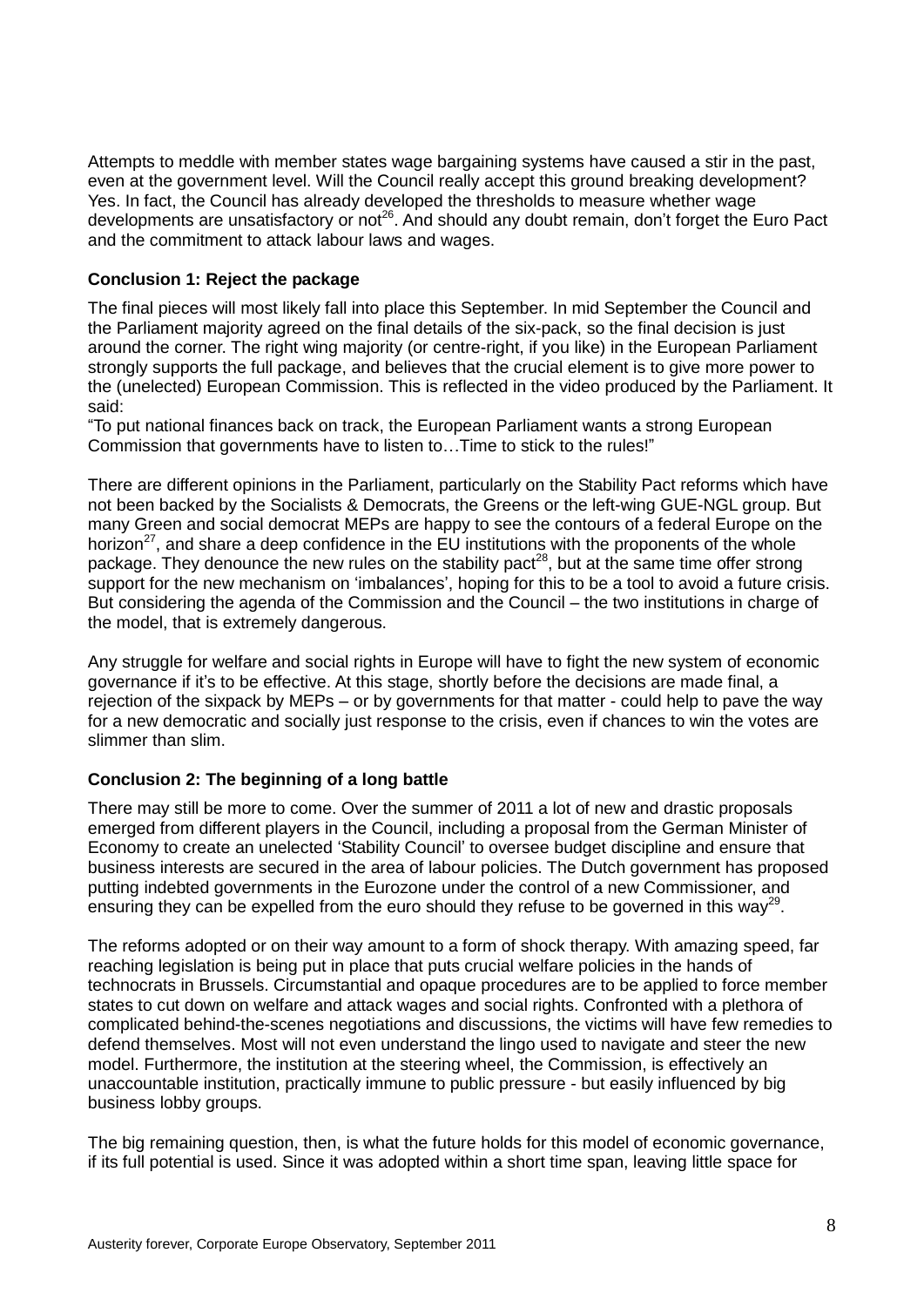Attempts to meddle with member states wage bargaining systems have caused a stir in the past, even at the government level. Will the Council really accept this ground breaking development? Yes. In fact, the Council has already developed the thresholds to measure whether wage developments are unsatisfactory or not[26]. And should any doubt remain, don't forget the Euro Pact and the commitment to attack labour laws and wages.

**Conclusion 1: Reject the package**

The final pieces will most likely fall into place this September. In mid September the Council and the Parliament majority agreed on the final details of the six-pack, so the final decision is just around the corner. The right wing majority (or centre-right, if you like) in the European Parliament strongly supports the full package, and believes that the crucial element is to give more power to the (unelected) European Commission. This is reflected in the video produced by the Parliament. It said:
"To put national finances back on track, the European Parliament wants a strong European Commission that governments have to listen to…Time to stick to the rules!"

There are different opinions in the Parliament, particularly on the Stability Pact reforms which have not been backed by the Socialists & Democrats, the Greens or the left-wing GUE-NGL group. But many Green and social democrat MEPs are happy to see the contours of a federal Europe on the horizon[27], and share a deep confidence in the EU institutions with the proponents of the whole package. They denounce the new rules on the stability pact[28], but at the same time offer strong support for the new mechanism on 'imbalances', hoping for this to be a tool to avoid a future crisis. But considering the agenda of the Commission and the Council – the two institutions in charge of the model, that is extremely dangerous.

Any struggle for welfare and social rights in Europe will have to fight the new system of economic governance if it's to be effective. At this stage, shortly before the decisions are made final, a rejection of the sixpack by MEPs – or by governments for that matter - could help to pave the way for a new democratic and socially just response to the crisis, even if chances to win the votes are slimmer than slim.

**Conclusion 2: The beginning of a long battle**

There may still be more to come. Over the summer of 2011 a lot of new and drastic proposals emerged from different players in the Council, including a proposal from the German Minister of Economy to create an unelected 'Stability Council' to oversee budget discipline and ensure that business interests are secured in the area of labour policies. The Dutch government has proposed putting indebted governments in the Eurozone under the control of a new Commissioner, and ensuring they can be expelled from the euro should they refuse to be governed in this way[29].

The reforms adopted or on their way amount to a form of shock therapy. With amazing speed, far reaching legislation is being put in place that puts crucial welfare policies in the hands of technocrats in Brussels. Circumstantial and opaque procedures are to be applied to force member states to cut down on welfare and attack wages and social rights. Confronted with a plethora of complicated behind-the-scenes negotiations and discussions, the victims will have few remedies to defend themselves. Most will not even understand the lingo used to navigate and steer the new model. Furthermore, the institution at the steering wheel, the Commission, is effectively an unaccountable institution, practically immune to public pressure - but easily influenced by big business lobby groups.

The big remaining question, then, is what the future holds for this model of economic governance, if its full potential is used. Since it was adopted within a short time span, leaving little space for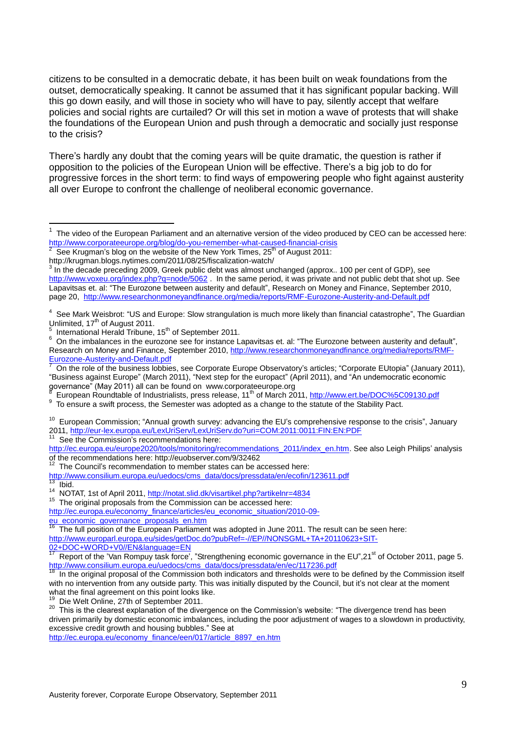citizens to be consulted in a democratic debate, it has been built on weak foundations from the outset, democratically speaking. It cannot be assumed that it has significant popular backing. Will this go down easily, and will those in society who will have to pay, silently accept that welfare policies and social rights are curtailed? Or will this set in motion a wave of protests that will shake the foundations of the European Union and push through a democratic and socially just response to the crisis?

There's hardly any doubt that the coming years will be quite dramatic, the question is rather if opposition to the policies of the European Union will be effective. There's a big job to do for progressive forces in the short term: to find ways of empowering people who fight against austerity all over Europe to confront the challenge of neoliberal economic governance.

---

[1] The video of the European Parliament and an alternative version of the video produced by CEO can be accessed here: http://www.corporateeurope.org/blog/do-you-remember-what-caused-financial-crisis

[2] See Krugman's blog on the website of the New York Times, 25th of August 2011: http://krugman.blogs.nytimes.com/2011/08/25/fiscalization-watch/

[3] In the decade preceding 2009, Greek public debt was almost unchanged (approx.. 100 per cent of GDP), see http://www.voxeu.org/index.php?q=node/5062 . In the same period, it was private and not public debt that shot up. See Lapavitsas et. al: "The Eurozone between austerity and default", Research on Money and Finance, September 2010, page 20, http://www.researchonmoneyandfinance.org/media/reports/RMF-Eurozone-Austerity-and-Default.pdf

[4] See Mark Weisbrot: "US and Europe: Slow strangulation is much more likely than financial catastrophe", The Guardian Unlimited, 17th of August 2011.

[5] International Herald Tribune, 15th of September 2011.

[6] On the imbalances in the eurozone see for instance Lapavitsas et. al: "The Eurozone between austerity and default", Research on Money and Finance, September 2010, http://www.researchonmoneyandfinance.org/media/reports/RMF-Eurozone-Austerity-and-Default.pdf

[7] On the role of the business lobbies, see Corporate Europe Observatory's articles; "Corporate EUtopia" (January 2011), "Business against Europe" (March 2011), "Next step for the europact" (April 2011), and "An undemocratic economic governance" (May 2011) all can be found on www.corporateeurope.org

[8] European Roundtable of Industrialists, press release, 11th of March 2011, http://www.ert.be/DOC%5C09130.pdf

[9] To ensure a swift process, the Semester was adopted as a change to the statute of the Stability Pact.

[10] European Commission; "Annual growth survey: advancing the EU's comprehensive response to the crisis", January 2011, http://eur-lex.europa.eu/LexUriServ/LexUriServ.do?uri=COM:2011:0011:FIN:EN:PDF

[11] See the Commission's recommendations here: http://ec.europa.eu/europe2020/tools/monitoring/recommendations_2011/index_en.htm. See also Leigh Philips' analysis of the recommendations here: http://euobserver.com/9/32462

[12] The Council's recommendation to member states can be accessed here: http://www.consilium.europa.eu/uedocs/cms_data/docs/pressdata/en/ecofin/123611.pdf

[13] Ibid.

[14] NOTAT, 1st of April 2011, http://notat.slid.dk/visartikel.php?artikelnr=4834

[15] The original proposals from the Commission can be accessed here: http://ec.europa.eu/economy_finance/articles/eu_economic_situation/2010-09-eu_economic_governance_proposals_en.htm

[16] The full position of the European Parliament was adopted in June 2011. The result can be seen here: http://www.europarl.europa.eu/sides/getDoc.do?pubRef=-//EP//NONSGML+TA+20110623+SIT-02+DOC+WORD+V0//EN&language=EN

[17] Report of the 'Van Rompuy task force', "Strengthening economic governance in the EU",21st of October 2011, page 5. http://www.consilium.europa.eu/uedocs/cms_data/docs/pressdata/en/ec/117236.pdf

[18] In the original proposal of the Commission both indicators and thresholds were to be defined by the Commission itself with no intervention from any outside party. This was initially disputed by the Council, but it's not clear at the moment what the final agreement on this point looks like.

[19] Die Welt Online, 27th of September 2011.

[20] This is the clearest explanation of the divergence on the Commission's website: "The divergence trend has been driven primarily by domestic economic imbalances, including the poor adjustment of wages to a slowdown in productivity, excessive credit growth and housing bubbles." See at http://ec.europa.eu/economy_finance/een/017/article_8897_en.htm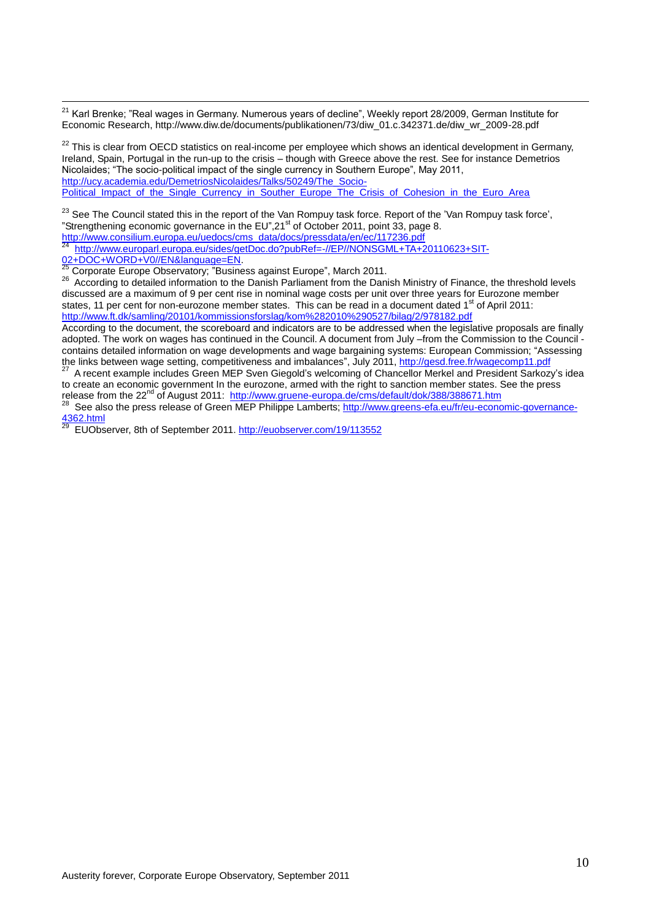[21] Karl Brenke; "Real wages in Germany. Numerous years of decline", Weekly report 28/2009, German Institute for Economic Research, http://www.diw.de/documents/publikationen/73/diw_01.c.342371.de/diw_wr_2009-28.pdf

[22] This is clear from OECD statistics on real-income per employee which shows an identical development in Germany, Ireland, Spain, Portugal in the run-up to the crisis – though with Greece above the rest. See for instance Demetrios Nicolaides; "The socio-political impact of the single currency in Southern Europe", May 2011, http://ucy.academia.edu/DemetriosNicolaides/Talks/50249/The_Socio-Political_Impact_of_the_Single_Currency_in_Souther_Europe_The_Crisis_of_Cohesion_in_the_Euro_Area

[23] See The Council stated this in the report of the Van Rompuy task force. Report of the 'Van Rompuy task force', "Strengthening economic governance in the EU",21st of October 2011, point 33, page 8. http://www.consilium.europa.eu/uedocs/cms_data/docs/pressdata/en/ec/117236.pdf

[24] http://www.europarl.europa.eu/sides/getDoc.do?pubRef=-//EP//NONSGML+TA+20110623+SIT-02+DOC+WORD+V0//EN&language=EN.

[25] Corporate Europe Observatory; "Business against Europe", March 2011.

[26] According to detailed information to the Danish Parliament from the Danish Ministry of Finance, the threshold levels discussed are a maximum of 9 per cent rise in nominal wage costs per unit over three years for Eurozone member states, 11 per cent for non-eurozone member states. This can be read in a document dated 1st of April 2011: http://www.ft.dk/samling/20101/kommissionsforslag/kom%282010%290527/bilag/2/978182.pdf

According to the document, the scoreboard and indicators are to be addressed when the legislative proposals are finally adopted. The work on wages has continued in the Council. A document from July –from the Commission to the Council - contains detailed information on wage developments and wage bargaining systems: European Commission; "Assessing the links between wage setting, competitiveness and imbalances", July 2011, http://gesd.free.fr/wagecomp11.pdf

[27] A recent example includes Green MEP Sven Giegold's welcoming of Chancellor Merkel and President Sarkozy's idea to create an economic government In the eurozone, armed with the right to sanction member states. See the press release from the 22nd of August 2011: http://www.gruene-europa.de/cms/default/dok/388/388671.htm

[28] See also the press release of Green MEP Philippe Lamberts; http://www.greens-efa.eu/fr/eu-economic-governance-4362.html

[29] EUObserver, 8th of September 2011. http://euobserver.com/19/113552